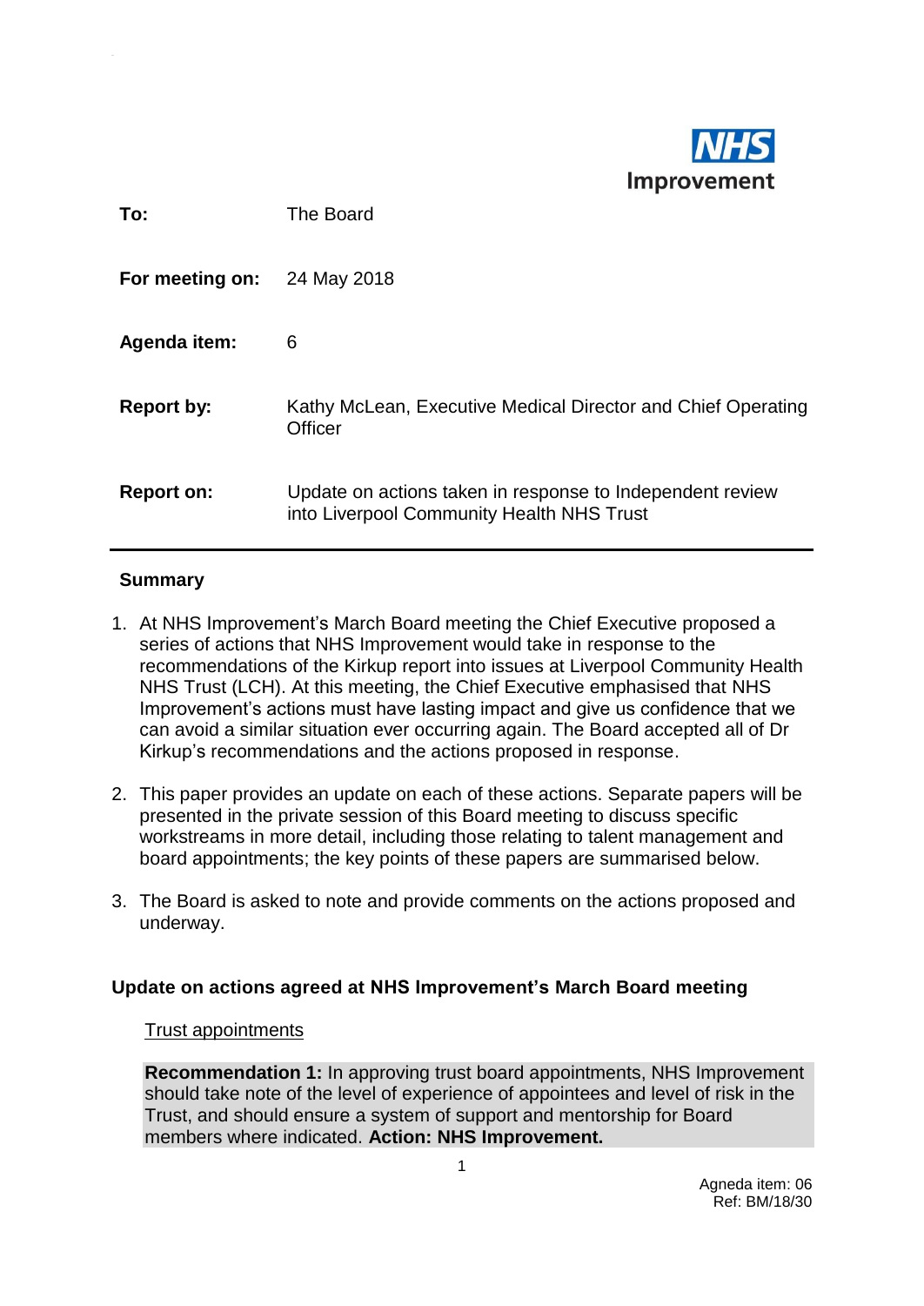**NHS Improvement**

| | |
|---|---|
| **To:** | The Board |
| **For meeting on:** | 24 May 2018 |
| **Agenda item:** | 6 |
| **Report by:** | Kathy McLean, Executive Medical Director and Chief Operating Officer |
| **Report on:** | Update on actions taken in response to Independent review into Liverpool Community Health NHS Trust |

## Summary

1. At NHS Improvement's March Board meeting the Chief Executive proposed a series of actions that NHS Improvement would take in response to the recommendations of the Kirkup report into issues at Liverpool Community Health NHS Trust (LCH). At this meeting, the Chief Executive emphasised that NHS Improvement's actions must have lasting impact and give us confidence that we can avoid a similar situation ever occurring again. The Board accepted all of Dr Kirkup's recommendations and the actions proposed in response.

2. This paper provides an update on each of these actions. Separate papers will be presented in the private session of this Board meeting to discuss specific workstreams in more detail, including those relating to talent management and board appointments; the key points of these papers are summarised below.

3. The Board is asked to note and provide comments on the actions proposed and underway.

## Update on actions agreed at NHS Improvement's March Board meeting

### Trust appointments

**Recommendation 1:** In approving trust board appointments, NHS Improvement should take note of the level of experience of appointees and level of risk in the Trust, and should ensure a system of support and mentorship for Board members where indicated. **Action: NHS Improvement.**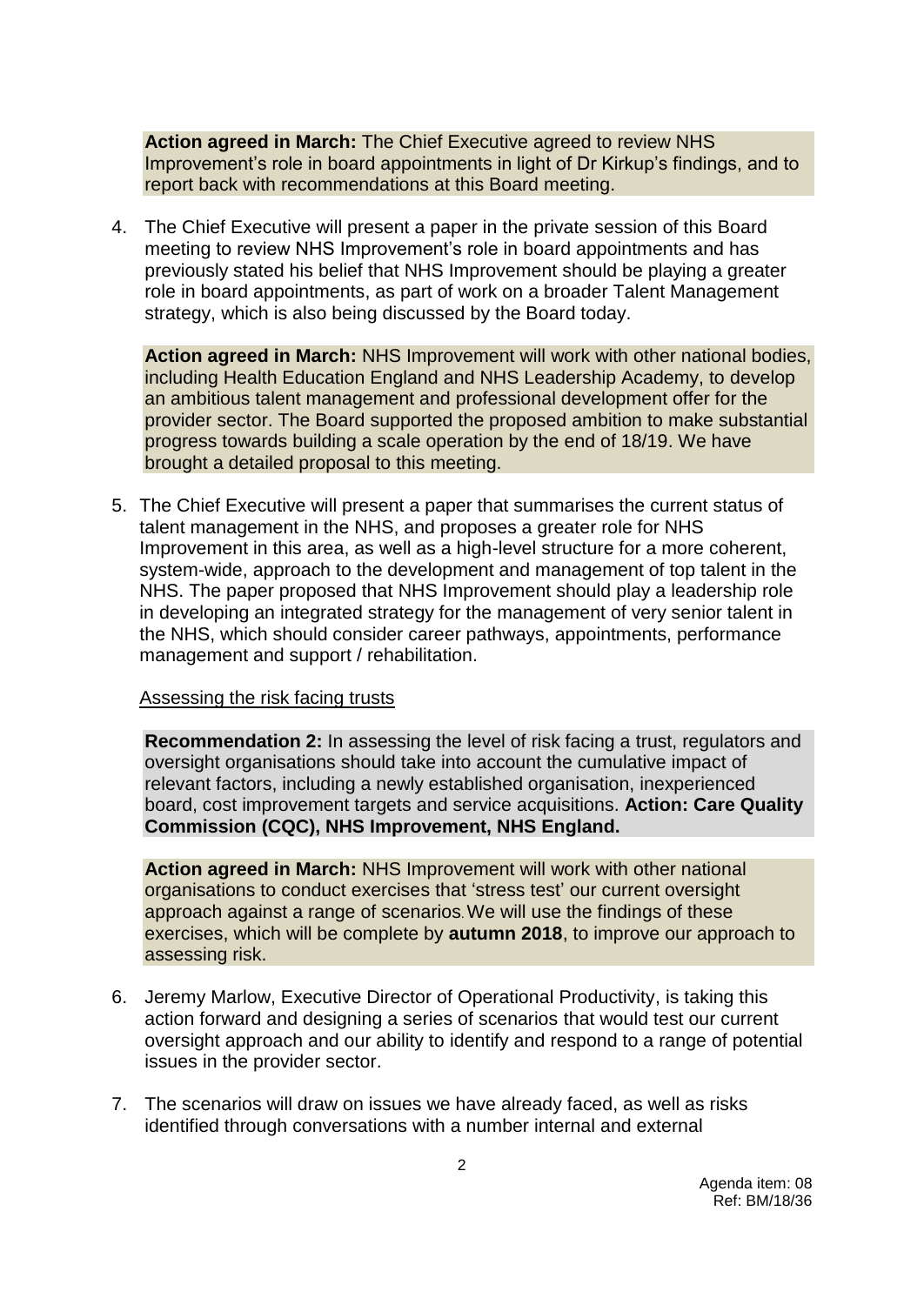**Action agreed in March:** The Chief Executive agreed to review NHS Improvement's role in board appointments in light of Dr Kirkup's findings, and to report back with recommendations at this Board meeting.

4. The Chief Executive will present a paper in the private session of this Board meeting to review NHS Improvement's role in board appointments and has previously stated his belief that NHS Improvement should be playing a greater role in board appointments, as part of work on a broader Talent Management strategy, which is also being discussed by the Board today.

**Action agreed in March:** NHS Improvement will work with other national bodies, including Health Education England and NHS Leadership Academy, to develop an ambitious talent management and professional development offer for the provider sector. The Board supported the proposed ambition to make substantial progress towards building a scale operation by the end of 18/19. We have brought a detailed proposal to this meeting.

5. The Chief Executive will present a paper that summarises the current status of talent management in the NHS, and proposes a greater role for NHS Improvement in this area, as well as a high-level structure for a more coherent, system-wide, approach to the development and management of top talent in the NHS. The paper proposed that NHS Improvement should play a leadership role in developing an integrated strategy for the management of very senior talent in the NHS, which should consider career pathways, appointments, performance management and support / rehabilitation.

Assessing the risk facing trusts

**Recommendation 2:** In assessing the level of risk facing a trust, regulators and oversight organisations should take into account the cumulative impact of relevant factors, including a newly established organisation, inexperienced board, cost improvement targets and service acquisitions. **Action: Care Quality Commission (CQC), NHS Improvement, NHS England.**

**Action agreed in March:** NHS Improvement will work with other national organisations to conduct exercises that 'stress test' our current oversight approach against a range of scenarios. We will use the findings of these exercises, which will be complete by **autumn 2018**, to improve our approach to assessing risk.

6. Jeremy Marlow, Executive Director of Operational Productivity, is taking this action forward and designing a series of scenarios that would test our current oversight approach and our ability to identify and respond to a range of potential issues in the provider sector.

7. The scenarios will draw on issues we have already faced, as well as risks identified through conversations with a number internal and external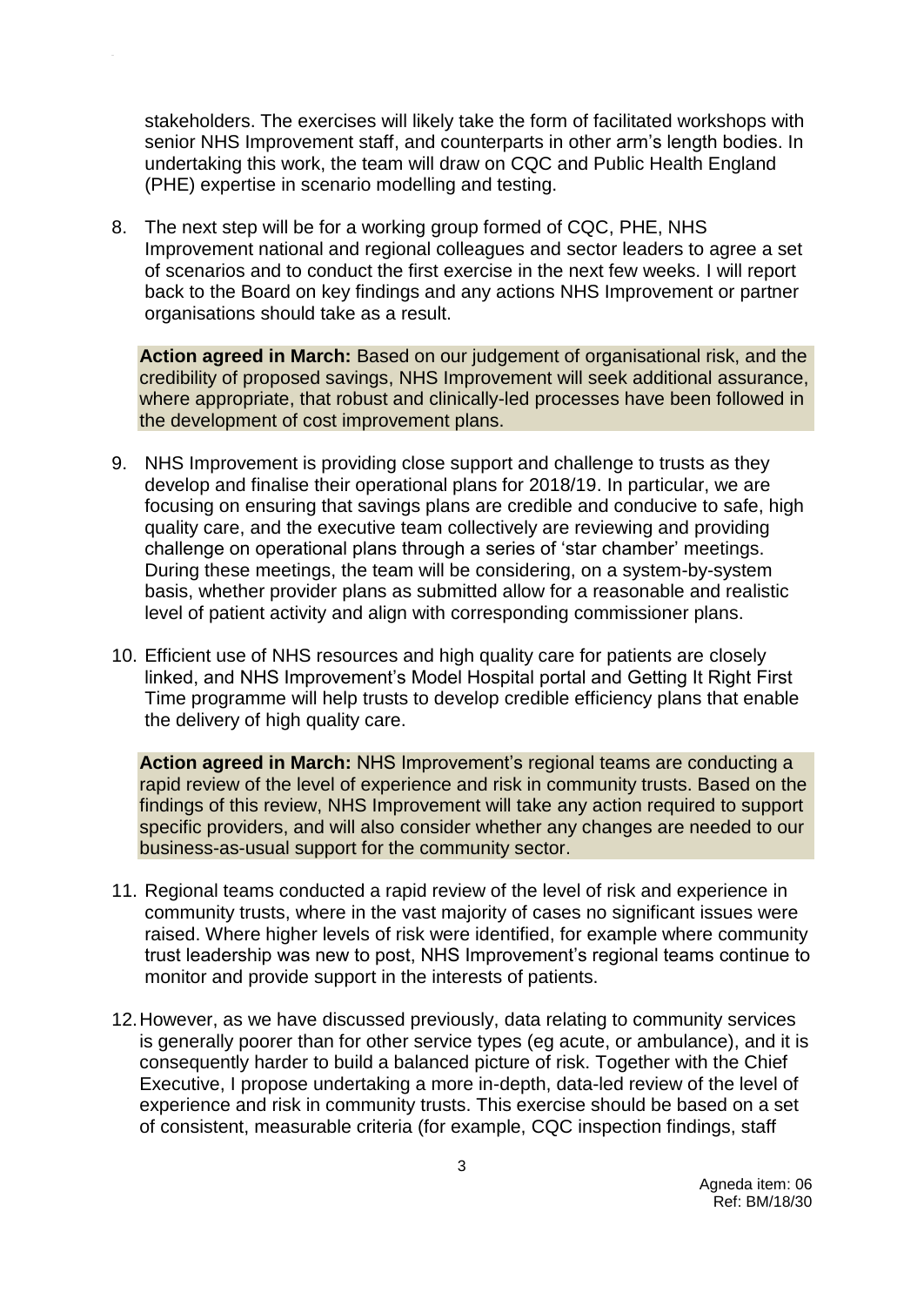stakeholders. The exercises will likely take the form of facilitated workshops with senior NHS Improvement staff, and counterparts in other arm's length bodies. In undertaking this work, the team will draw on CQC and Public Health England (PHE) expertise in scenario modelling and testing.

8. The next step will be for a working group formed of CQC, PHE, NHS Improvement national and regional colleagues and sector leaders to agree a set of scenarios and to conduct the first exercise in the next few weeks. I will report back to the Board on key findings and any actions NHS Improvement or partner organisations should take as a result.

**Action agreed in March:** Based on our judgement of organisational risk, and the credibility of proposed savings, NHS Improvement will seek additional assurance, where appropriate, that robust and clinically-led processes have been followed in the development of cost improvement plans.

9. NHS Improvement is providing close support and challenge to trusts as they develop and finalise their operational plans for 2018/19. In particular, we are focusing on ensuring that savings plans are credible and conducive to safe, high quality care, and the executive team collectively are reviewing and providing challenge on operational plans through a series of 'star chamber' meetings. During these meetings, the team will be considering, on a system-by-system basis, whether provider plans as submitted allow for a reasonable and realistic level of patient activity and align with corresponding commissioner plans.

10. Efficient use of NHS resources and high quality care for patients are closely linked, and NHS Improvement's Model Hospital portal and Getting It Right First Time programme will help trusts to develop credible efficiency plans that enable the delivery of high quality care.

**Action agreed in March:** NHS Improvement's regional teams are conducting a rapid review of the level of experience and risk in community trusts. Based on the findings of this review, NHS Improvement will take any action required to support specific providers, and will also consider whether any changes are needed to our business-as-usual support for the community sector.

11. Regional teams conducted a rapid review of the level of risk and experience in community trusts, where in the vast majority of cases no significant issues were raised. Where higher levels of risk were identified, for example where community trust leadership was new to post, NHS Improvement's regional teams continue to monitor and provide support in the interests of patients.

12. However, as we have discussed previously, data relating to community services is generally poorer than for other service types (eg acute, or ambulance), and it is consequently harder to build a balanced picture of risk. Together with the Chief Executive, I propose undertaking a more in-depth, data-led review of the level of experience and risk in community trusts. This exercise should be based on a set of consistent, measurable criteria (for example, CQC inspection findings, staff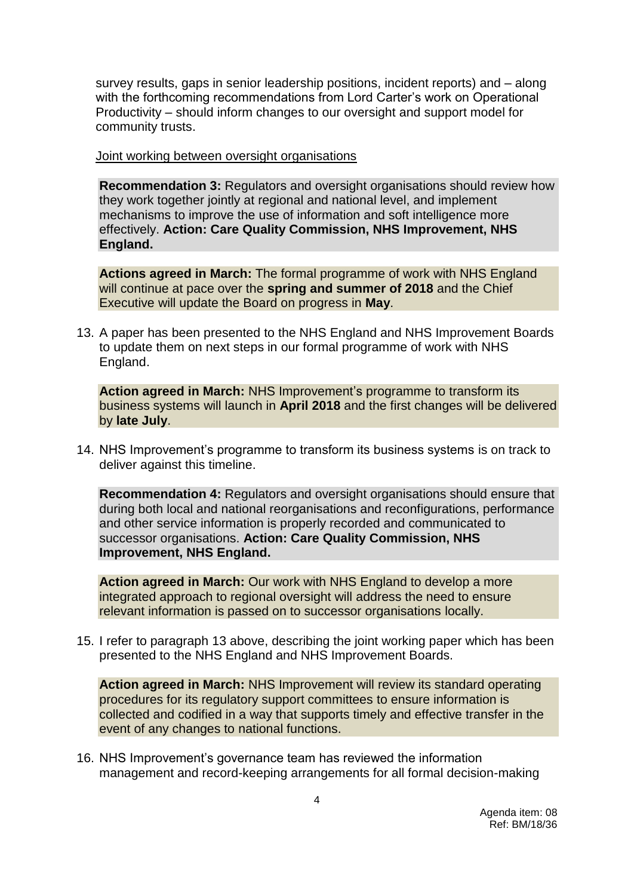survey results, gaps in senior leadership positions, incident reports) and – along with the forthcoming recommendations from Lord Carter's work on Operational Productivity – should inform changes to our oversight and support model for community trusts.

Joint working between oversight organisations

**Recommendation 3:** Regulators and oversight organisations should review how they work together jointly at regional and national level, and implement mechanisms to improve the use of information and soft intelligence more effectively. **Action: Care Quality Commission, NHS Improvement, NHS England.**

**Actions agreed in March:** The formal programme of work with NHS England will continue at pace over the **spring and summer of 2018** and the Chief Executive will update the Board on progress in **May**.

13. A paper has been presented to the NHS England and NHS Improvement Boards to update them on next steps in our formal programme of work with NHS England.

**Action agreed in March:** NHS Improvement's programme to transform its business systems will launch in **April 2018** and the first changes will be delivered by **late July**.

14. NHS Improvement's programme to transform its business systems is on track to deliver against this timeline.

**Recommendation 4:** Regulators and oversight organisations should ensure that during both local and national reorganisations and reconfigurations, performance and other service information is properly recorded and communicated to successor organisations. **Action: Care Quality Commission, NHS Improvement, NHS England.**

**Action agreed in March:** Our work with NHS England to develop a more integrated approach to regional oversight will address the need to ensure relevant information is passed on to successor organisations locally.

15. I refer to paragraph 13 above, describing the joint working paper which has been presented to the NHS England and NHS Improvement Boards.

**Action agreed in March:** NHS Improvement will review its standard operating procedures for its regulatory support committees to ensure information is collected and codified in a way that supports timely and effective transfer in the event of any changes to national functions.

16. NHS Improvement's governance team has reviewed the information management and record-keeping arrangements for all formal decision-making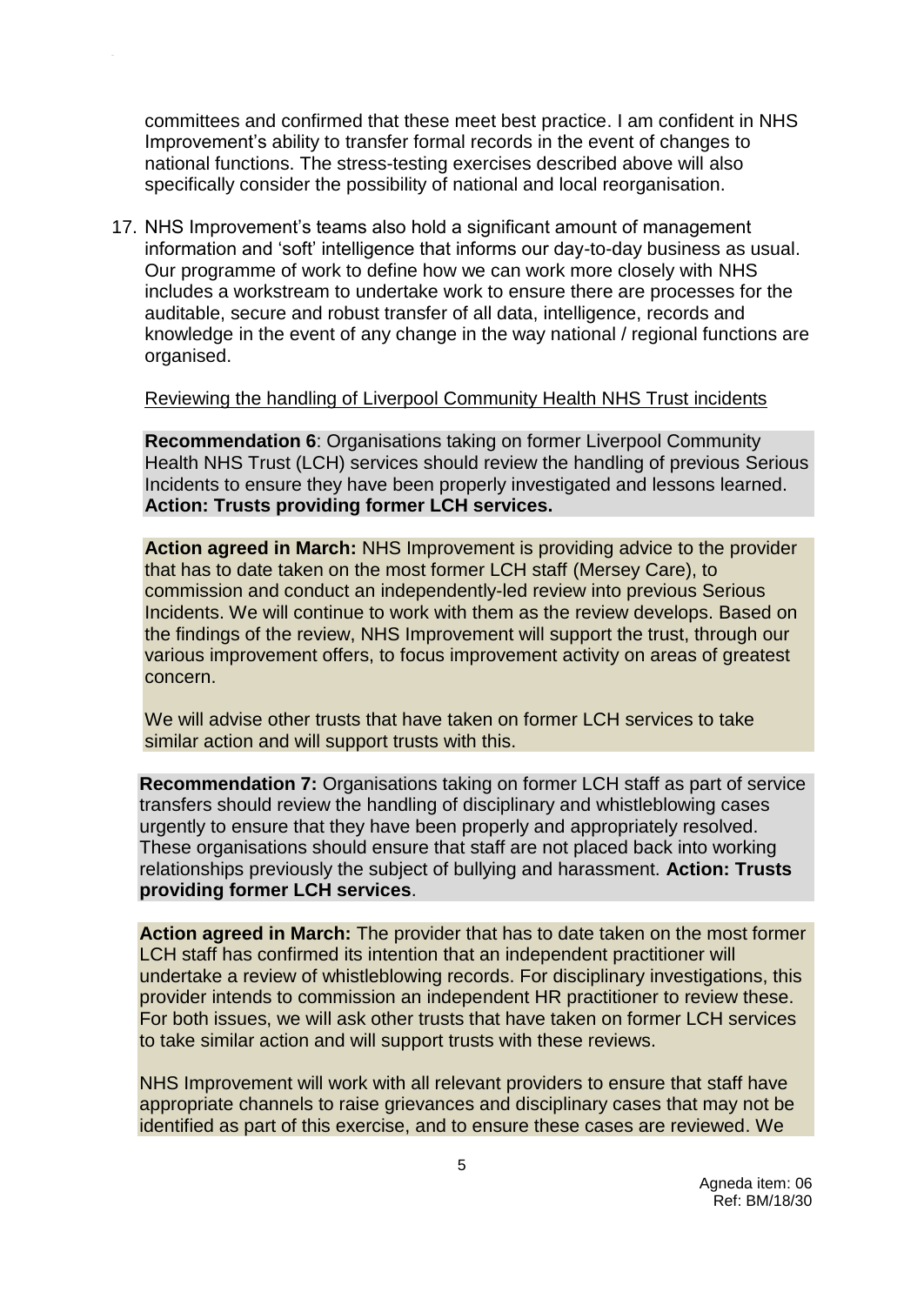committees and confirmed that these meet best practice. I am confident in NHS Improvement's ability to transfer formal records in the event of changes to national functions. The stress-testing exercises described above will also specifically consider the possibility of national and local reorganisation.

17. NHS Improvement's teams also hold a significant amount of management information and 'soft' intelligence that informs our day-to-day business as usual. Our programme of work to define how we can work more closely with NHS includes a workstream to undertake work to ensure there are processes for the auditable, secure and robust transfer of all data, intelligence, records and knowledge in the event of any change in the way national / regional functions are organised.

Reviewing the handling of Liverpool Community Health NHS Trust incidents

**Recommendation 6**: Organisations taking on former Liverpool Community Health NHS Trust (LCH) services should review the handling of previous Serious Incidents to ensure they have been properly investigated and lessons learned. **Action: Trusts providing former LCH services.**

**Action agreed in March:** NHS Improvement is providing advice to the provider that has to date taken on the most former LCH staff (Mersey Care), to commission and conduct an independently-led review into previous Serious Incidents. We will continue to work with them as the review develops. Based on the findings of the review, NHS Improvement will support the trust, through our various improvement offers, to focus improvement activity on areas of greatest concern.

We will advise other trusts that have taken on former LCH services to take similar action and will support trusts with this.

**Recommendation 7:** Organisations taking on former LCH staff as part of service transfers should review the handling of disciplinary and whistleblowing cases urgently to ensure that they have been properly and appropriately resolved. These organisations should ensure that staff are not placed back into working relationships previously the subject of bullying and harassment. **Action: Trusts providing former LCH services**.

**Action agreed in March:** The provider that has to date taken on the most former LCH staff has confirmed its intention that an independent practitioner will undertake a review of whistleblowing records. For disciplinary investigations, this provider intends to commission an independent HR practitioner to review these. For both issues, we will ask other trusts that have taken on former LCH services to take similar action and will support trusts with these reviews.

NHS Improvement will work with all relevant providers to ensure that staff have appropriate channels to raise grievances and disciplinary cases that may not be identified as part of this exercise, and to ensure these cases are reviewed. We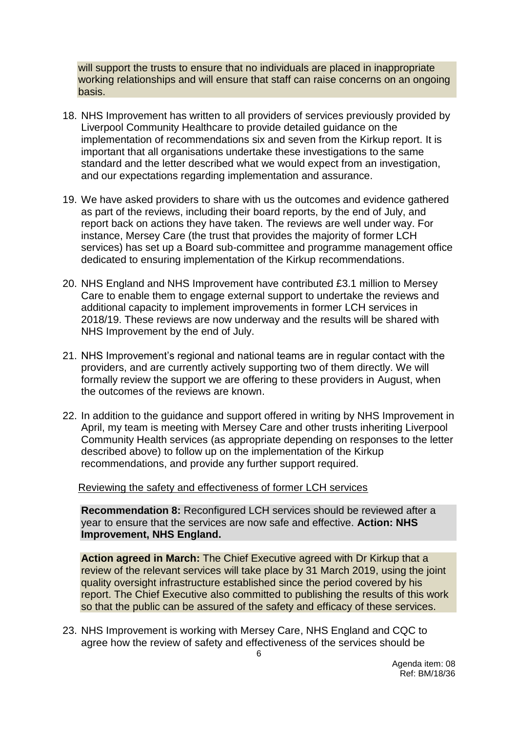will support the trusts to ensure that no individuals are placed in inappropriate working relationships and will ensure that staff can raise concerns on an ongoing basis.

18. NHS Improvement has written to all providers of services previously provided by Liverpool Community Healthcare to provide detailed guidance on the implementation of recommendations six and seven from the Kirkup report. It is important that all organisations undertake these investigations to the same standard and the letter described what we would expect from an investigation, and our expectations regarding implementation and assurance.

19. We have asked providers to share with us the outcomes and evidence gathered as part of the reviews, including their board reports, by the end of July, and report back on actions they have taken. The reviews are well under way. For instance, Mersey Care (the trust that provides the majority of former LCH services) has set up a Board sub-committee and programme management office dedicated to ensuring implementation of the Kirkup recommendations.

20. NHS England and NHS Improvement have contributed £3.1 million to Mersey Care to enable them to engage external support to undertake the reviews and additional capacity to implement improvements in former LCH services in 2018/19. These reviews are now underway and the results will be shared with NHS Improvement by the end of July.

21. NHS Improvement's regional and national teams are in regular contact with the providers, and are currently actively supporting two of them directly. We will formally review the support we are offering to these providers in August, when the outcomes of the reviews are known.

22. In addition to the guidance and support offered in writing by NHS Improvement in April, my team is meeting with Mersey Care and other trusts inheriting Liverpool Community Health services (as appropriate depending on responses to the letter described above) to follow up on the implementation of the Kirkup recommendations, and provide any further support required.

Reviewing the safety and effectiveness of former LCH services

**Recommendation 8:** Reconfigured LCH services should be reviewed after a year to ensure that the services are now safe and effective. **Action: NHS Improvement, NHS England.**

**Action agreed in March:** The Chief Executive agreed with Dr Kirkup that a review of the relevant services will take place by 31 March 2019, using the joint quality oversight infrastructure established since the period covered by his report. The Chief Executive also committed to publishing the results of this work so that the public can be assured of the safety and efficacy of these services.

23. NHS Improvement is working with Mersey Care, NHS England and CQC to agree how the review of safety and effectiveness of the services should be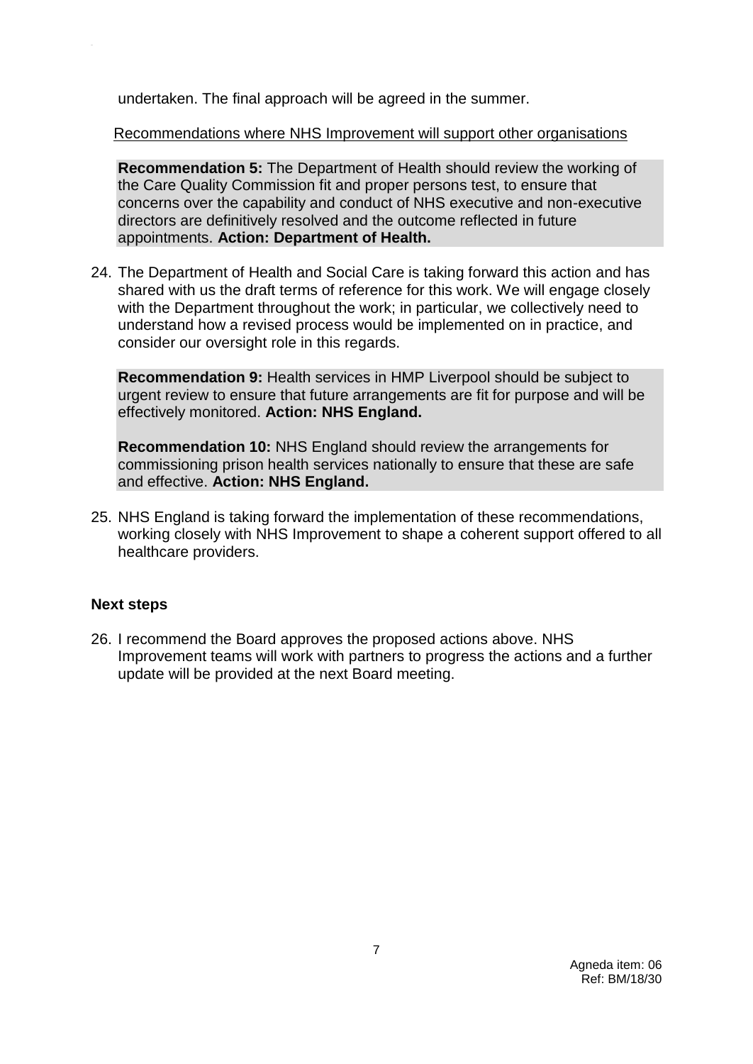undertaken. The final approach will be agreed in the summer.

Recommendations where NHS Improvement will support other organisations

**Recommendation 5:** The Department of Health should review the working of the Care Quality Commission fit and proper persons test, to ensure that concerns over the capability and conduct of NHS executive and non-executive directors are definitively resolved and the outcome reflected in future appointments. **Action: Department of Health.**

24. The Department of Health and Social Care is taking forward this action and has shared with us the draft terms of reference for this work. We will engage closely with the Department throughout the work; in particular, we collectively need to understand how a revised process would be implemented on in practice, and consider our oversight role in this regards.

**Recommendation 9:** Health services in HMP Liverpool should be subject to urgent review to ensure that future arrangements are fit for purpose and will be effectively monitored. **Action: NHS England.**

**Recommendation 10:** NHS England should review the arrangements for commissioning prison health services nationally to ensure that these are safe and effective. **Action: NHS England.**

25. NHS England is taking forward the implementation of these recommendations, working closely with NHS Improvement to shape a coherent support offered to all healthcare providers.

## Next steps

26. I recommend the Board approves the proposed actions above. NHS Improvement teams will work with partners to progress the actions and a further update will be provided at the next Board meeting.